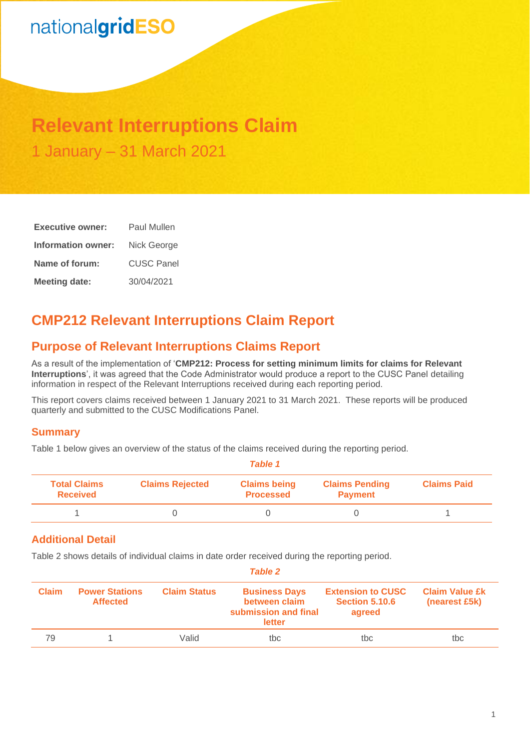nationalgridESO

# Relevant Interruptions Claim

1 January – 31 March 2021

| | |
|---|---|
| **Executive owner:** | Paul Mullen |
| **Information owner:** | Nick George |
| **Name of forum:** | CUSC Panel |
| **Meeting date:** | 30/04/2021 |

## CMP212 Relevant Interruptions Claim Report

## Purpose of Relevant Interruptions Claims Report

As a result of the implementation of '**CMP212: Process for setting minimum limits for claims for Relevant Interruptions**', it was agreed that the Code Administrator would produce a report to the CUSC Panel detailing information in respect of the Relevant Interruptions received during each reporting period.

This report covers claims received between 1 January 2021 to 31 March 2021. These reports will be produced quarterly and submitted to the CUSC Modifications Panel.

### Summary

Table 1 below gives an overview of the status of the claims received during the reporting period.

*Table 1*

| Total Claims Received | Claims Rejected | Claims being Processed | Claims Pending Payment | Claims Paid |
|---|---|---|---|---|
| 1 | 0 | 0 | 0 | 1 |

### Additional Detail

Table 2 shows details of individual claims in date order received during the reporting period.

*Table 2*

| Claim | Power Stations Affected | Claim Status | Business Days between claim submission and final letter | Extension to CUSC Section 5.10.6 agreed | Claim Value £k (nearest £5k) |
|---|---|---|---|---|---|
| 79 | 1 | Valid | tbc | tbc | tbc |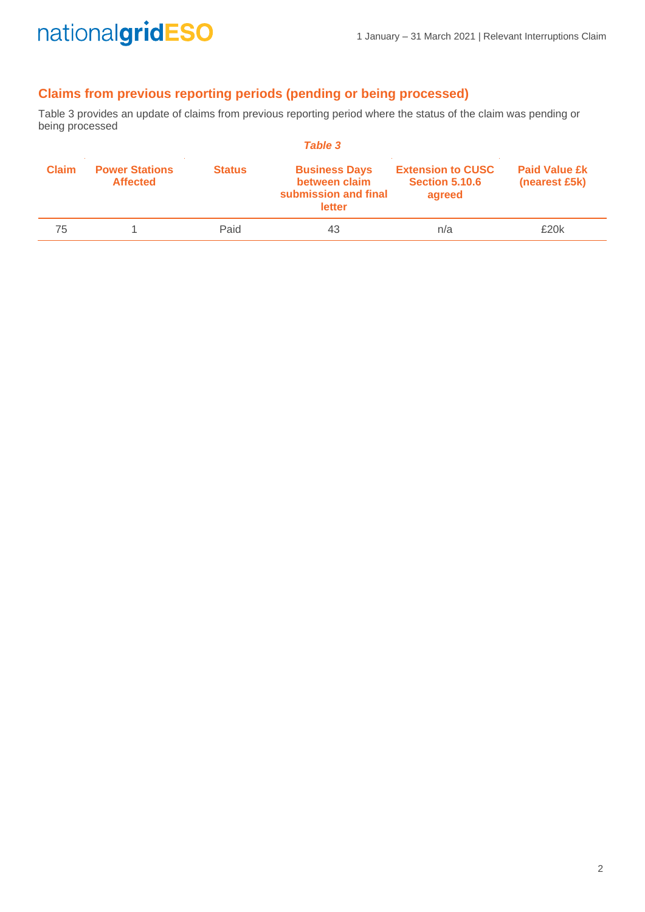## Claims from previous reporting periods (pending or being processed)

Table 3 provides an update of claims from previous reporting period where the status of the claim was pending or being processed

*Table 3*

| Claim | Power Stations Affected | Status | Business Days between claim submission and final letter | Extension to CUSC Section 5.10.6 agreed | Paid Value £k (nearest £5k) |
|---|---|---|---|---|---|
| 75 | 1 | Paid | 43 | n/a | £20k |